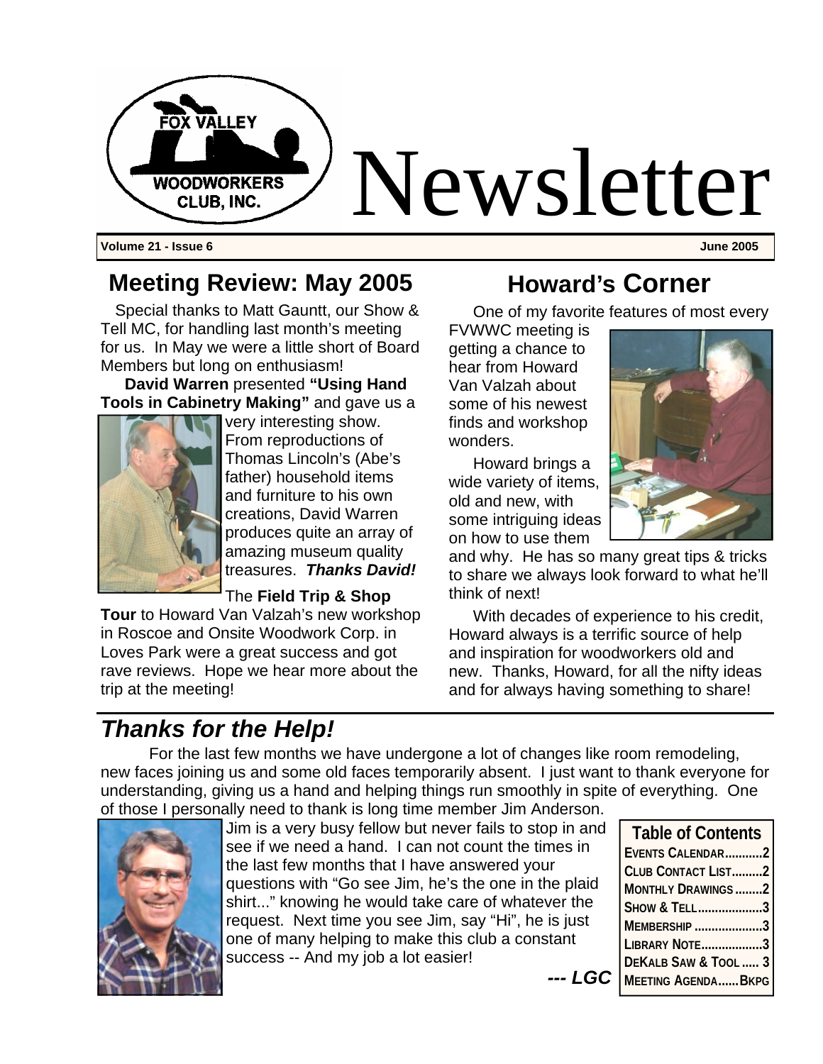# Fox Valley Woodworkers Club, Inc. Newsletter

**Volume 21 - Issue 6** **June 2005**

## Meeting Review: May 2005

Special thanks to Matt Gauntt, our Show & Tell MC, for handling last month's meeting for us. In May we were a little short of Board Members but long on enthusiasm!

**David Warren** presented **"Using Hand Tools in Cabinetry Making"** and gave us a very interesting show. From reproductions of Thomas Lincoln's (Abe's father) household items and furniture to his own creations, David Warren produces quite an array of amazing museum quality treasures. ***Thanks David!***

The **Field Trip & Shop Tour** to Howard Van Valzah's new workshop in Roscoe and Onsite Woodwork Corp. in Loves Park were a great success and got rave reviews. Hope we hear more about the trip at the meeting!

## Howard's Corner

One of my favorite features of most every FVWWC meeting is getting a chance to hear from Howard Van Valzah about some of his newest finds and workshop wonders.

Howard brings a wide variety of items, old and new, with some intriguing ideas on how to use them and why. He has so many great tips & tricks to share we always look forward to what he'll think of next!

With decades of experience to his credit, Howard always is a terrific source of help and inspiration for woodworkers old and new. Thanks, Howard, for all the nifty ideas and for always having something to share!

## *Thanks for the Help!*

For the last few months we have undergone a lot of changes like room remodeling, new faces joining us and some old faces temporarily absent. I just want to thank everyone for understanding, giving us a hand and helping things run smoothly in spite of everything. One of those I personally need to thank is long time member Jim Anderson.

Jim is a very busy fellow but never fails to stop in and see if we need a hand. I can not count the times in the last few months that I have answered your questions with "Go see Jim, he's the one in the plaid shirt..." knowing he would take care of whatever the request. Next time you see Jim, say "Hi", he is just one of many helping to make this club a constant success -- And my job a lot easier!

***--- LGC***

| Table of Contents | |
|---|---|
| Events Calendar | 2 |
| Club Contact List | 2 |
| Monthly Drawings | 2 |
| Show & Tell | 3 |
| Membership | 3 |
| Library Note | 3 |
| DeKalb Saw & Tool | 3 |
| Meeting Agenda | Bkpg |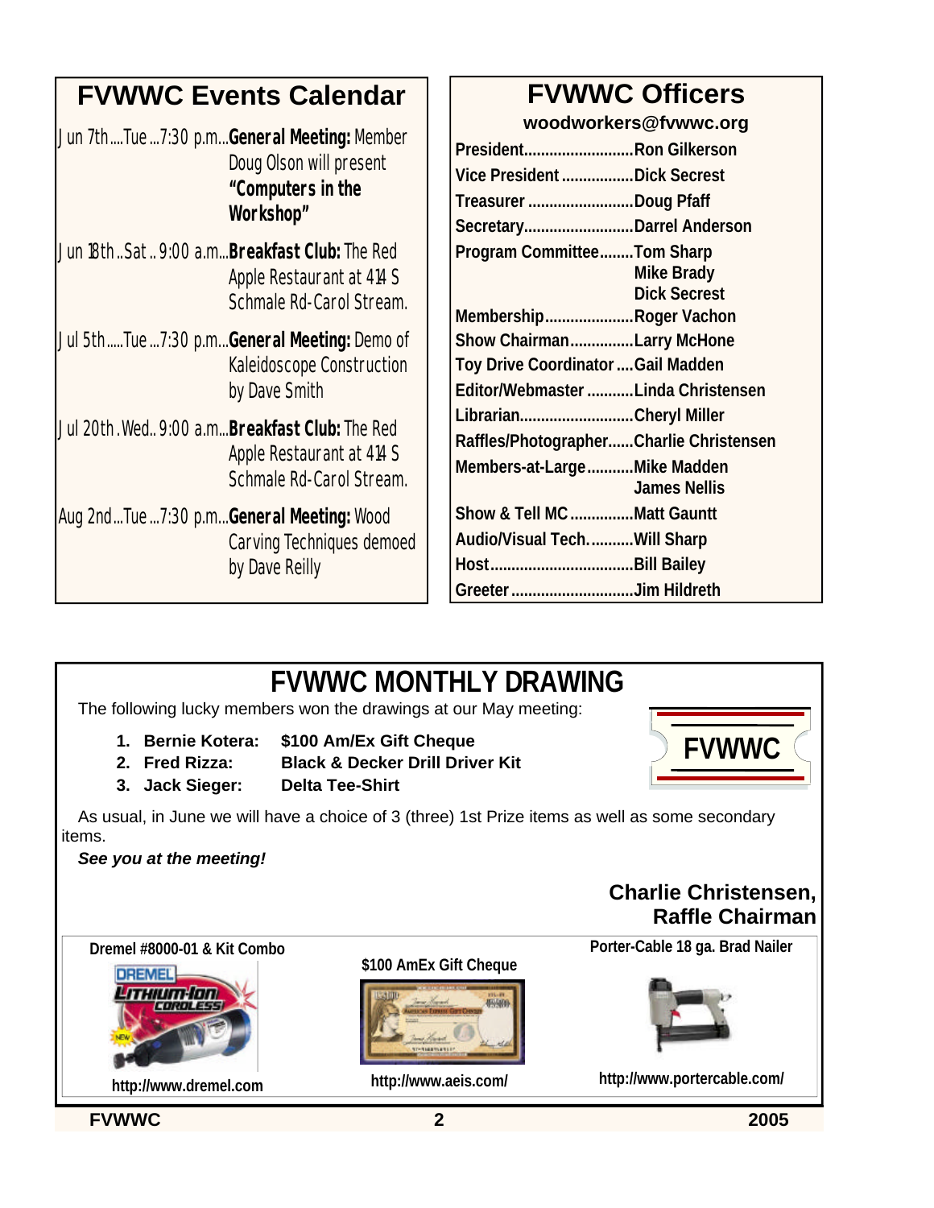## FVWWC Events Calendar

Jun 7th....Tue ...7:30 p.m...**General Meeting:** Member Doug Olson will present **"Computers in the Workshop"**

Jun 18th..Sat .. 9:00 a.m...**Breakfast Club:** The Red Apple Restaurant at 414 S Schmale Rd-Carol Stream.

Jul 5th.....Tue ...7:30 p.m...**General Meeting:** Demo of Kaleidoscope Construction by Dave Smith

Jul 20th .Wed.. 9:00 a.m...**Breakfast Club:** The Red Apple Restaurant at 414 S Schmale Rd-Carol Stream.

Aug 2nd...Tue ...7:30 p.m...**General Meeting:** Wood Carving Techniques demoed by Dave Reilly

## FVWWC Officers

**woodworkers@fvwwc.org**

| Position | Name |
|---|---|
| President | Ron Gilkerson |
| Vice President | Dick Secrest |
| Treasurer | Doug Pfaff |
| Secretary | Darrel Anderson |
| Program Committee | Tom Sharp, Mike Brady, Dick Secrest |
| Membership | Roger Vachon |
| Show Chairman | Larry McHone |
| Toy Drive Coordinator | Gail Madden |
| Editor/Webmaster | Linda Christensen |
| Librarian | Cheryl Miller |
| Raffles/Photographer | Charlie Christensen |
| Members-at-Large | Mike Madden, James Nellis |
| Show & Tell MC | Matt Gauntt |
| Audio/Visual Tech. | Will Sharp |
| Host | Bill Bailey |
| Greeter | Jim Hildreth |

## FVWWC MONTHLY DRAWING

The following lucky members won the drawings at our May meeting:

1. **Bernie Kotera: $100 Am/Ex Gift Cheque**
2. **Fred Rizza: Black & Decker Drill Driver Kit**
3. **Jack Sieger: Delta Tee-Shirt**

FVWWC

As usual, in June we will have a choice of 3 (three) 1st Prize items as well as some secondary items.

***See you at the meeting!***

**Charlie Christensen, Raffle Chairman**

**Dremel #8000-01 & Kit Combo**

**http://www.dremel.com**

**$100 AmEx Gift Cheque**

**http://www.aeis.com/**

**Porter-Cable 18 ga. Brad Nailer**

**http://www.portercable.com/**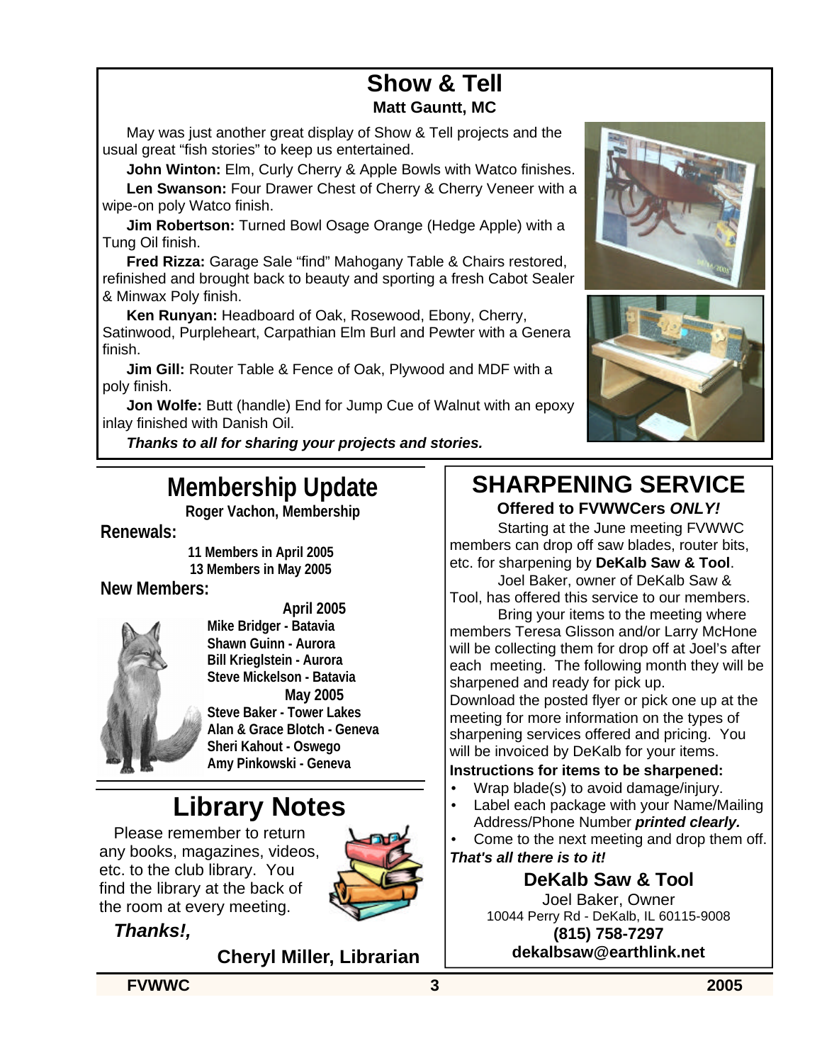## Show & Tell

**Matt Gauntt, MC**

May was just another great display of Show & Tell projects and the usual great "fish stories" to keep us entertained.

**John Winton:** Elm, Curly Cherry & Apple Bowls with Watco finishes.

**Len Swanson:** Four Drawer Chest of Cherry & Cherry Veneer with a wipe-on poly Watco finish.

**Jim Robertson:** Turned Bowl Osage Orange (Hedge Apple) with a Tung Oil finish.

**Fred Rizza:** Garage Sale "find" Mahogany Table & Chairs restored, refinished and brought back to beauty and sporting a fresh Cabot Sealer & Minwax Poly finish.

**Ken Runyan:** Headboard of Oak, Rosewood, Ebony, Cherry, Satinwood, Purpleheart, Carpathian Elm Burl and Pewter with a Genera finish.

**Jim Gill:** Router Table & Fence of Oak, Plywood and MDF with a poly finish.

**Jon Wolfe:** Butt (handle) End for Jump Cue of Walnut with an epoxy inlay finished with Danish Oil.

***Thanks to all for sharing your projects and stories.***

## Membership Update

**Roger Vachon, Membership**

**Renewals:**

**11 Members in April 2005**
**13 Members in May 2005**

**New Members:**

**April 2005**
**Mike Bridger - Batavia**
**Shawn Guinn - Aurora**
**Bill Krieglstein - Aurora**
**Steve Mickelson - Batavia**

**May 2005**
**Steve Baker - Tower Lakes**
**Alan & Grace Blotch - Geneva**
**Sheri Kahout - Oswego**
**Amy Pinkowski - Geneva**

## Library Notes

Please remember to return any books, magazines, videos, etc. to the club library. You find the library at the back of the room at every meeting.

***Thanks!,***

**Cheryl Miller, Librarian**

## SHARPENING SERVICE

**Offered to FVWWCers *ONLY!***

Starting at the June meeting FVWWC members can drop off saw blades, router bits, etc. for sharpening by **DeKalb Saw & Tool**.

Joel Baker, owner of DeKalb Saw & Tool, has offered this service to our members.

Bring your items to the meeting where members Teresa Glisson and/or Larry McHone will be collecting them for drop off at Joel's after each meeting. The following month they will be sharpened and ready for pick up.

Download the posted flyer or pick one up at the meeting for more information on the types of sharpening services offered and pricing. You will be invoiced by DeKalb for your items.

**Instructions for items to be sharpened:**

- Wrap blade(s) to avoid damage/injury.
- Label each package with your Name/Mailing Address/Phone Number ***printed clearly.***
- Come to the next meeting and drop them off.

***That's all there is to it!***

**DeKalb Saw & Tool**
Joel Baker, Owner
10044 Perry Rd - DeKalb, IL 60115-9008
**(815) 758-7297**
**dekalbsaw@earthlink.net**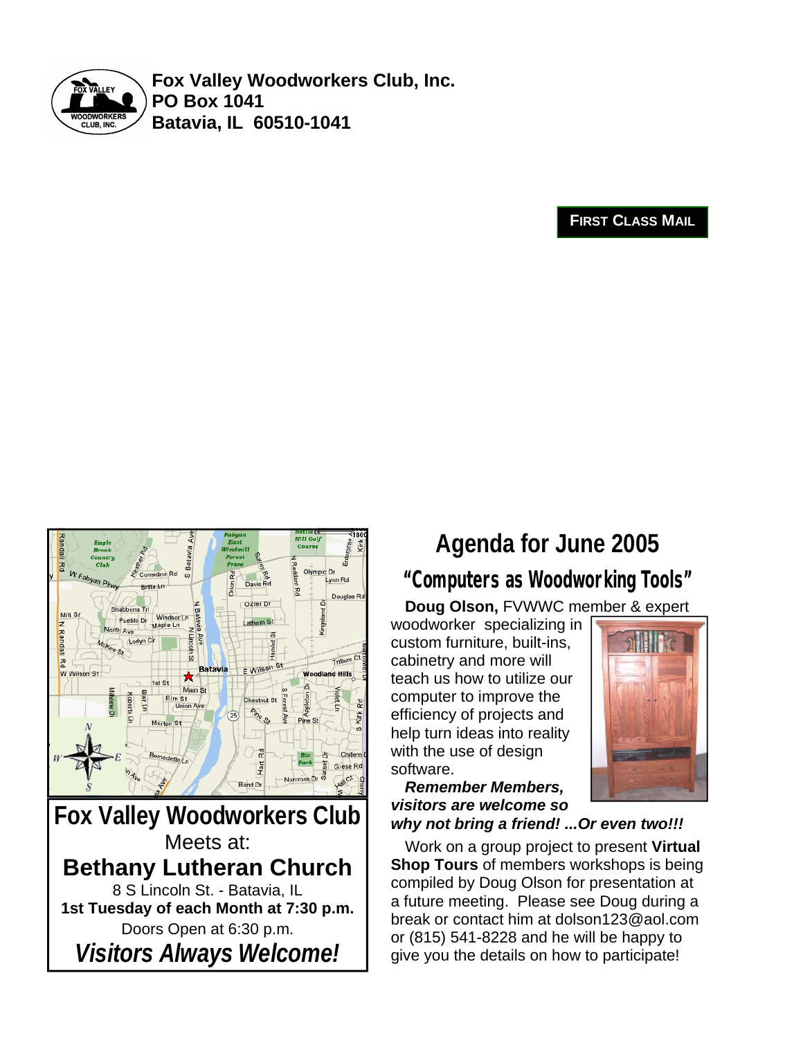**Fox Valley Woodworkers Club, Inc.**
**PO Box 1041**
**Batavia, IL 60510-1041**

**FIRST CLASS MAIL**

# Fox Valley Woodworkers Club

Meets at:

**Bethany Lutheran Church**

8 S Lincoln St. - Batavia, IL

**1st Tuesday of each Month at 7:30 p.m.**

Doors Open at 6:30 p.m.

***Visitors Always Welcome!***

# Agenda for June 2005

## "Computers as Woodworking Tools"

**Doug Olson,** FVWWC member & expert woodworker specializing in custom furniture, built-ins, cabinetry and more will teach us how to utilize our computer to improve the efficiency of projects and help turn ideas into reality with the use of design software.

***Remember Members, visitors are welcome so why not bring a friend! ...Or even two!!!***

Work on a group project to present **Virtual Shop Tours** of members workshops is being compiled by Doug Olson for presentation at a future meeting. Please see Doug during a break or contact him at dolson123@aol.com or (815) 541-8228 and he will be happy to give you the details on how to participate!